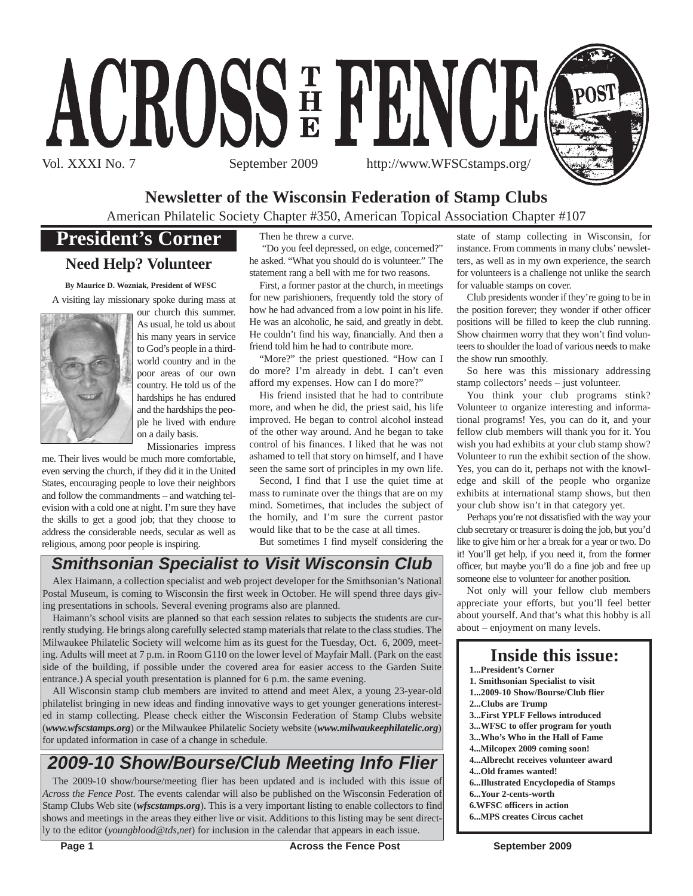# ACROSS THE FENCE POST

Vol. XXXI No. 7 September 2009 http://www.WFSCstamps.org/

## Newsletter of the Wisconsin Federation of Stamp Clubs

American Philatelic Society Chapter #350, American Topical Association Chapter #107

## President's Corner

### Need Help? Volunteer

**By Maurice D. Wozniak, President of WFSC**

A visiting lay missionary spoke during mass at our church this summer. As usual, he told us about his many years in service to God's people in a third-world country and in the poor areas of our own country. He told us of the hardships he has endured and the hardships the people he lived with endure on a daily basis.

Missionaries impress me. Their lives would be much more comfortable, even serving the church, if they did it in the United States, encouraging people to love their neighbors and follow the commandments – and watching television with a cold one at night. I'm sure they have the skills to get a good job; that they choose to address the considerable needs, secular as well as religious, among poor people is inspiring.

Then he threw a curve.

"Do you feel depressed, on edge, concerned?" he asked. "What you should do is volunteer." The statement rang a bell with me for two reasons.

First, a former pastor at the church, in meetings for new parishioners, frequently told the story of how he had advanced from a low point in his life. He was an alcoholic, he said, and greatly in debt. He couldn't find his way, financially. And then a friend told him he had to contribute more.

"More?" the priest questioned. "How can I do more? I'm already in debt. I can't even afford my expenses. How can I do more?"

His friend insisted that he had to contribute more, and when he did, the priest said, his life improved. He began to control alcohol instead of the other way around. And he began to take control of his finances. I liked that he was not ashamed to tell that story on himself, and I have seen the same sort of principles in my own life.

Second, I find that I use the quiet time at mass to ruminate over the things that are on my mind. Sometimes, that includes the subject of the homily, and I'm sure the current pastor would like that to be the case at all times.

But sometimes I find myself considering the state of stamp collecting in Wisconsin, for instance. From comments in many clubs' newsletters, as well as in my own experience, the search for volunteers is a challenge not unlike the search for valuable stamps on cover.

Club presidents wonder if they're going to be in the position forever; they wonder if other officer positions will be filled to keep the club running. Show chairmen worry that they won't find volunteers to shoulder the load of various needs to make the show run smoothly.

So here was this missionary addressing stamp collectors' needs – just volunteer.

You think your club programs stink? Volunteer to organize interesting and informational programs! Yes, you can do it, and your fellow club members will thank you for it. You wish you had exhibits at your club stamp show? Volunteer to run the exhibit section of the show. Yes, you can do it, perhaps not with the knowledge and skill of the people who organize exhibits at international stamp shows, but then your club show isn't in that category yet.

Perhaps you're not dissatisfied with the way your club secretary or treasurer is doing the job, but you'd like to give him or her a break for a year or two. Do it! You'll get help, if you need it, from the former officer, but maybe you'll do a fine job and free up someone else to volunteer for another position.

Not only will your fellow club members appreciate your efforts, but you'll feel better about yourself. And that's what this hobby is all about – enjoyment on many levels.

## Smithsonian Specialist to Visit Wisconsin Club

Alex Haimann, a collection specialist and web project developer for the Smithsonian's National Postal Museum, is coming to Wisconsin the first week in October. He will spend three days giving presentations in schools. Several evening programs also are planned.

Haimann's school visits are planned so that each session relates to subjects the students are currently studying. He brings along carefully selected stamp materials that relate to the class studies. The Milwaukee Philatelic Society will welcome him as its guest for the Tuesday, Oct. 6, 2009, meeting. Adults will meet at 7 p.m. in Room G110 on the lower level of Mayfair Mall. (Park on the east side of the building, if possible under the covered area for easier access to the Garden Suite entrance.) A special youth presentation is planned for 6 p.m. the same evening.

All Wisconsin stamp club members are invited to attend and meet Alex, a young 23-year-old philatelist bringing in new ideas and finding innovative ways to get younger generations interested in stamp collecting. Please check either the Wisconsin Federation of Stamp Clubs website (***www.wfscstamps.org***) or the Milwaukee Philatelic Society website (***www.milwaukeephilatelic.org***) for updated information in case of a change in schedule.

## 2009-10 Show/Bourse/Club Meeting Info Flier

The 2009-10 show/bourse/meeting flier has been updated and is included with this issue of *Across the Fence Post*. The events calendar will also be published on the Wisconsin Federation of Stamp Clubs Web site (***wfscstamps.org***). This is a very important listing to enable collectors to find shows and meetings in the areas they either live or visit. Additions to this listing may be sent directly to the editor (*youngblood@tds,net*) for inclusion in the calendar that appears in each issue.

## Inside this issue:

**1...President's Corner**
**1. Smithsonian Specialist to visit**
**1...2009-10 Show/Bourse/Club flier**
**2...Clubs are Trump**
**3...First YPLF Fellows introduced**
**3...WFSC to offer program for youth**
**3...Who's Who in the Hall of Fame**
**4...Milcopex 2009 coming soon!**
**4...Albrecht receives volunteer award**
**4...Old frames wanted!**
**6...Illustrated Encyclopedia of Stamps**
**6...Your 2-cents-worth**
**6.WFSC officers in action**
**6...MPS creates Circus cachet**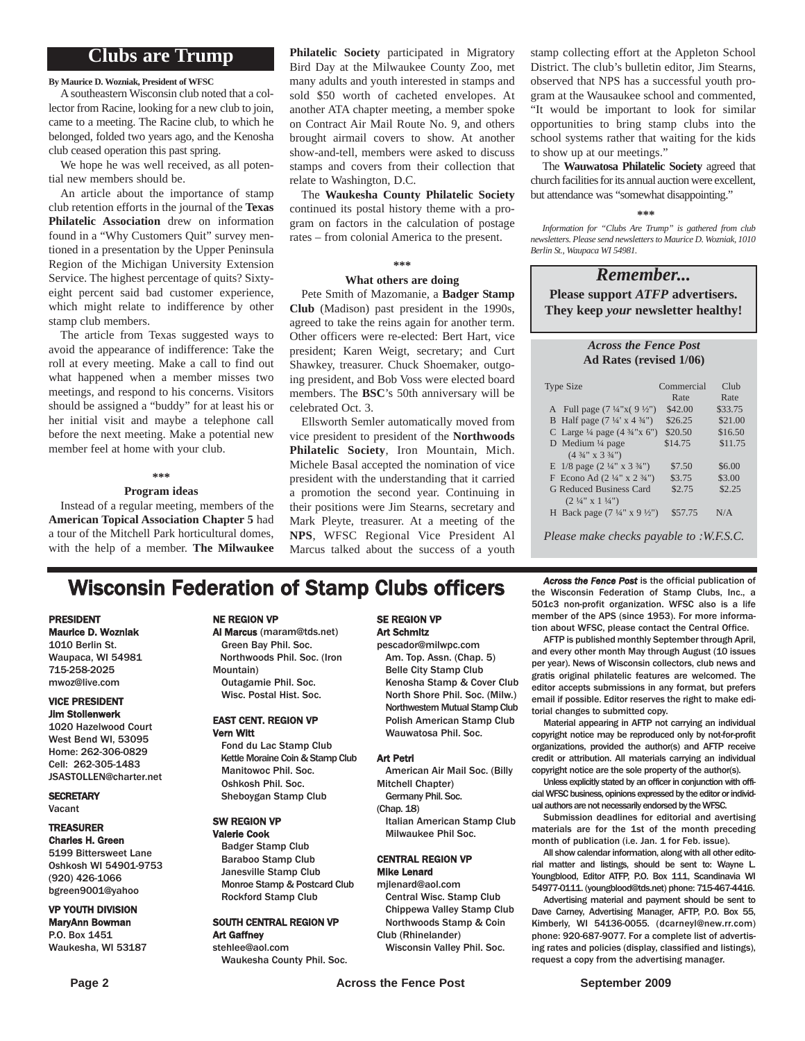# Clubs are Trump

**By Maurice D. Wozniak, President of WFSC**

A southeastern Wisconsin club noted that a collector from Racine, looking for a new club to join, came to a meeting. The Racine club, to which he belonged, folded two years ago, and the Kenosha club ceased operation this past spring.

We hope he was well received, as all potential new members should be.

An article about the importance of stamp club retention efforts in the journal of the **Texas Philatelic Association** drew on information found in a "Why Customers Quit" survey mentioned in a presentation by the Upper Peninsula Region of the Michigan University Extension Service. The highest percentage of quits? Sixty-eight percent said bad customer experience, which might relate to indifference by other stamp club members.

The article from Texas suggested ways to avoid the appearance of indifference: Take the roll at every meeting. Make a call to find out what happened when a member misses two meetings, and respond to his concerns. Visitors should be assigned a "buddy" for at least his or her initial visit and maybe a telephone call before the next meeting. Make a potential new member feel at home with your club.

\*\*\*

**Program ideas**

Instead of a regular meeting, members of the **American Topical Association Chapter 5** had a tour of the Mitchell Park horticultural domes, with the help of a member. **The Milwaukee Philatelic Society** participated in Migratory Bird Day at the Milwaukee County Zoo, met many adults and youth interested in stamps and sold $50 worth of cacheted envelopes. At another ATA chapter meeting, a member spoke on Contract Air Mail Route No. 9, and others brought airmail covers to show. At another show-and-tell, members were asked to discuss stamps and covers from their collection that relate to Washington, D.C.

The **Waukesha County Philatelic Society** continued its postal history theme with a program on factors in the calculation of postage rates – from colonial America to the present.

\*\*\*

**What others are doing**

Pete Smith of Mazomanie, a **Badger Stamp Club** (Madison) past president in the 1990s, agreed to take the reins again for another term. Other officers were re-elected: Bert Hart, vice president; Karen Weigt, secretary; and Curt Shawkey, treasurer. Chuck Shoemaker, outgoing president, and Bob Voss were elected board members. The **BSC**'s 50th anniversary will be celebrated Oct. 3.

Ellsworth Semler automatically moved from vice president to president of the **Northwoods Philatelic Society**, Iron Mountain, Mich. Michele Basal accepted the nomination of vice president with the understanding that it carried a promotion the second year. Continuing in their positions were Jim Stearns, secretary and Mark Pleyte, treasurer. At a meeting of the **NPS**, WFSC Regional Vice President Al Marcus talked about the success of a youth stamp collecting effort at the Appleton School District. The club's bulletin editor, Jim Stearns, observed that NPS has a successful youth program at the Wausaukee school and commented, "It would be important to look for similar opportunities to bring stamp clubs into the school systems rather that waiting for the kids to show up at our meetings."

The **Wauwatosa Philatelic Society** agreed that church facilities for its annual auction were excellent, but attendance was "somewhat disappointing."

\*\*\*

*Information for "Clubs Are Trump" is gathered from club newsletters. Please send newsletters to Maurice D. Wozniak, 1010 Berlin St., Waupaca WI 54981.*

## *Remember...*

**Please support *ATFP* advertisers. They keep *your* newsletter healthy!**

### *Across the Fence Post* Ad Rates (revised 1/06)

| Type Size | Commercial Rate | Club Rate |
|---|---|---|
| A Full page (7 ¼"x( 9 ½") | $42.00 | $33.75 |
| B Half page (7 ¼' x 4 ¾") | $26.25 | $21.00 |
| C Large ¼ page (4 ¾"x 6") | $20.50 | $16.50 |
| D Medium ¼ page (4 ¾" x 3 ¾") | $14.75 | $11.75 |
| E 1/8 page (2 ¼" x 3 ¾") | $7.50 | $6.00 |
| F Econo Ad (2 ¼" x 2 ¾") | $3.75 | $3.00 |
| G Reduced Business Card (2 ¼" x 1 ¼") | $2.75 | $2.25 |
| H Back page (7 ¼" x 9 ½") | $57.75 | N/A |

*Please make checks payable to :W.F.S.C.*

# Wisconsin Federation of Stamp Clubs officers

**PRESIDENT**
**Maurice D. Wozniak**
1010 Berlin St.
Waupaca, WI 54981
715-258-2025
mwoz@live.com

**VICE PRESIDENT**
**Jim Stollenwerk**
1020 Hazelwood Court
West Bend WI, 53095
Home: 262-306-0829
Cell: 262-305-1483
JSASTOLLEN@charter.net

**SECRETARY**
Vacant

**TREASURER**
**Charles H. Green**
5199 Bittersweet Lane
Oshkosh WI 54901-9753
(920) 426-1066
bgreen9001@yahoo

**VP YOUTH DIVISION**
**MaryAnn Bowman**
P.O. Box 1451
Waukesha, WI 53187

**NE REGION VP**
**Al Marcus** (maram@tds.net)
Green Bay Phil. Soc.
Northwoods Phil. Soc. (Iron Mountain)
Outagamie Phil. Soc.
Wisc. Postal Hist. Soc.

**EAST CENT. REGION VP**
**Vern Witt**
Fond du Lac Stamp Club
Kettle Moraine Coin & Stamp Club
Manitowoc Phil. Soc.
Oshkosh Phil. Soc.
Sheboygan Stamp Club

**SW REGION VP**
**Valerie Cook**
Badger Stamp Club
Baraboo Stamp Club
Janesville Stamp Club
Monroe Stamp & Postcard Club
Rockford Stamp Club

**SOUTH CENTRAL REGION VP**
**Art Gaffney**
stehlee@aol.com
Waukesha County Phil. Soc.

**SE REGION VP**
**Art Schmitz**
pescador@milwpc.com
Am. Top. Assn. (Chap. 5)
Belle City Stamp Club
Kenosha Stamp & Cover Club
North Shore Phil. Soc. (Milw.)
Northwestern Mutual Stamp Club
Polish American Stamp Club
Wauwatosa Phil. Soc.

**Art Petri**
American Air Mail Soc. (Billy Mitchell Chapter)
Germany Phil. Soc. (Chap. 18)
Italian American Stamp Club
Milwaukee Phil Soc.

**CENTRAL REGION VP**
**Mike Lenard**
mjlenard@aol.com
Central Wisc. Stamp Club
Chippewa Valley Stamp Club
Northwoods Stamp & Coin Club (Rhinelander)
Wisconsin Valley Phil. Soc.

***Across the Fence Post*** is the official publication of the Wisconsin Federation of Stamp Clubs, Inc., a 501c3 non-profit organization. WFSC also is a life member of the APS (since 1953). For more information about WFSC, please contact the Central Office.

AFTP is published monthly September through April, and every other month May through August (10 issues per year). News of Wisconsin collectors, club news and gratis original philatelic features are welcomed. The editor accepts submissions in any format, but prefers email if possible. Editor reserves the right to make editorial changes to submitted copy.

Material appearing in AFTP not carrying an individual copyright notice may be reproduced only by not-for-profit organizations, provided the author(s) and AFTP receive credit or attribution. All materials carrying an individual copyright notice are the sole property of the author(s).

Unless explicitly stated by an officer in conjunction with official WFSC business, opinions expressed by the editor or individual authors are not necessarily endorsed by the WFSC.

Submission deadlines for editorial and advertising materials are for the 1st of the month preceding month of publication (i.e. Jan. 1 for Feb. issue).

All show calendar information, along with all other editorial matter and listings, should be sent to: Wayne L. Youngblood, Editor ATFP, P.O. Box 111, Scandinavia WI 54977-0111. (youngblood@tds.net) phone: 715-467-4416.

Advertising material and payment should be sent to Dave Carney, Advertising Manager, AFTP, P.O. Box 55, Kimberly, WI 54136-0055. (dcarneyl@new.rr.com) phone: 920-687-9077. For a complete list of advertising rates and policies (display, classified and listings), request a copy from the advertising manager.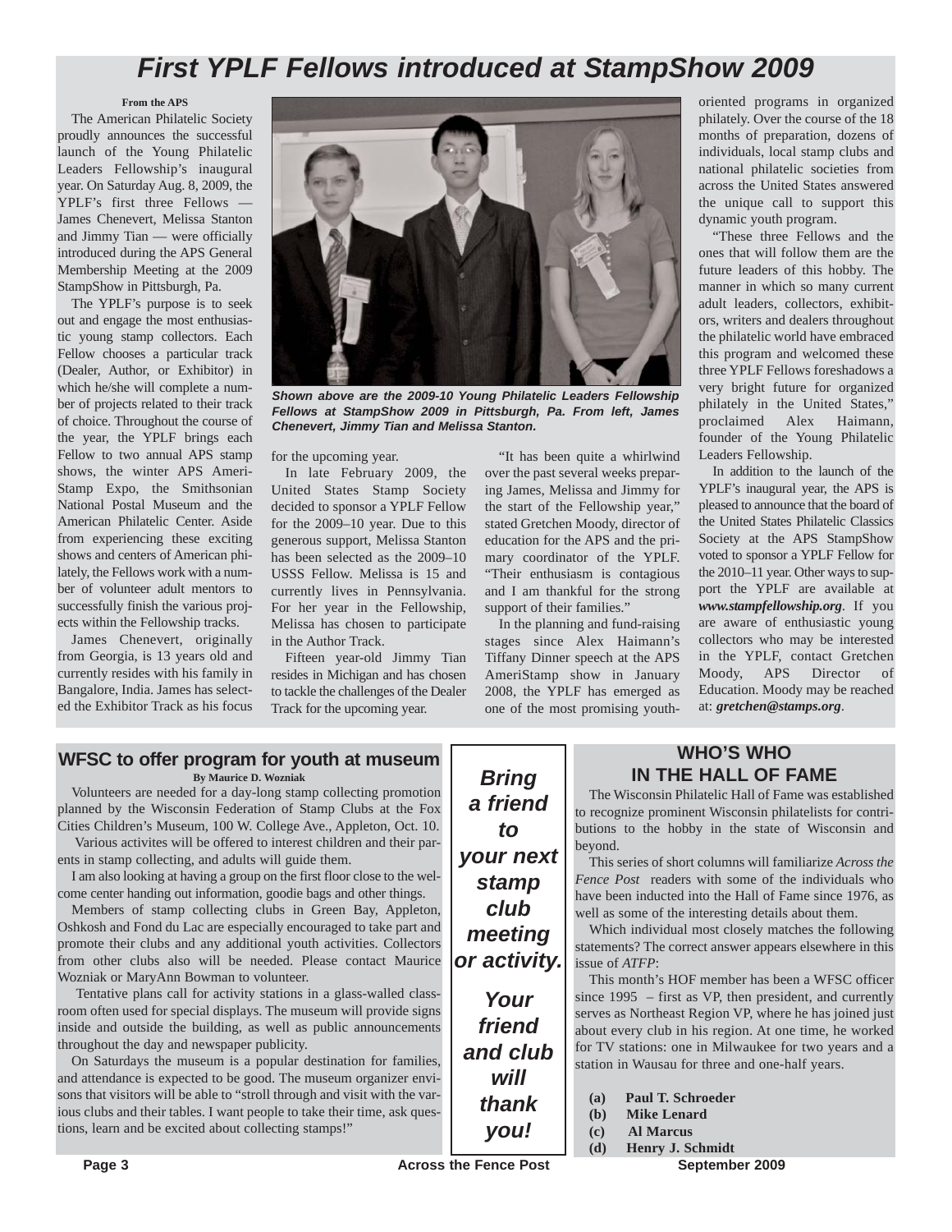# First YPLF Fellows introduced at StampShow 2009

**From the APS**

The American Philatelic Society proudly announces the successful launch of the Young Philatelic Leaders Fellowship's inaugural year. On Saturday Aug. 8, 2009, the YPLF's first three Fellows — James Chenevert, Melissa Stanton and Jimmy Tian — were officially introduced during the APS General Membership Meeting at the 2009 StampShow in Pittsburgh, Pa.

The YPLF's purpose is to seek out and engage the most enthusiastic young stamp collectors. Each Fellow chooses a particular track (Dealer, Author, or Exhibitor) in which he/she will complete a number of projects related to their track of choice. Throughout the course of the year, the YPLF brings each Fellow to two annual APS stamp shows, the winter APS AmeriStamp Expo, the Smithsonian National Postal Museum and the American Philatelic Center. Aside from experiencing these exciting shows and centers of American philately, the Fellows work with a number of volunteer adult mentors to successfully finish the various projects within the Fellowship tracks.

James Chenevert, originally from Georgia, is 13 years old and currently resides with his family in Bangalore, India. James has selected the Exhibitor Track as his focus for the upcoming year.

*Shown above are the 2009-10 Young Philatelic Leaders Fellowship Fellows at StampShow 2009 in Pittsburgh, Pa. From left, James Chenevert, Jimmy Tian and Melissa Stanton.*

In late February 2009, the United States Stamp Society decided to sponsor a YPLF Fellow for the 2009–10 year. Due to this generous support, Melissa Stanton has been selected as the 2009–10 USSS Fellow. Melissa is 15 and currently lives in Pennsylvania. For her year in the Fellowship, Melissa has chosen to participate in the Author Track.

Fifteen year-old Jimmy Tian resides in Michigan and has chosen to tackle the challenges of the Dealer Track for the upcoming year.

"It has been quite a whirlwind over the past several weeks preparing James, Melissa and Jimmy for the start of the Fellowship year," stated Gretchen Moody, director of education for the APS and the primary coordinator of the YPLF. "Their enthusiasm is contagious and I am thankful for the strong support of their families."

In the planning and fund-raising stages since Alex Haimann's Tiffany Dinner speech at the APS AmeriStamp show in January 2008, the YPLF has emerged as one of the most promising youth-oriented programs in organized philately. Over the course of the 18 months of preparation, dozens of individuals, local stamp clubs and national philatelic societies from across the United States answered the unique call to support this dynamic youth program.

"These three Fellows and the ones that will follow them are the future leaders of this hobby. The manner in which so many current adult leaders, collectors, exhibitors, writers and dealers throughout the philatelic world have embraced this program and welcomed these three YPLF Fellows foreshadows a very bright future for organized philately in the United States," proclaimed Alex Haimann, founder of the Young Philatelic Leaders Fellowship.

In addition to the launch of the YPLF's inaugural year, the APS is pleased to announce that the board of the United States Philatelic Classics Society at the APS StampShow voted to sponsor a YPLF Fellow for the 2010–11 year. Other ways to support the YPLF are available at ***www.stampfellowship.org***. If you are aware of enthusiastic young collectors who may be interested in the YPLF, contact Gretchen Moody, APS Director of Education. Moody may be reached at: ***gretchen@stamps.org***.

## WFSC to offer program for youth at museum

**By Maurice D. Wozniak**

Volunteers are needed for a day-long stamp collecting promotion planned by the Wisconsin Federation of Stamp Clubs at the Fox Cities Children's Museum, 100 W. College Ave., Appleton, Oct. 10.

Various activites will be offered to interest children and their parents in stamp collecting, and adults will guide them.

I am also looking at having a group on the first floor close to the welcome center handing out information, goodie bags and other things.

Members of stamp collecting clubs in Green Bay, Appleton, Oshkosh and Fond du Lac are especially encouraged to take part and promote their clubs and any additional youth activities. Collectors from other clubs also will be needed. Please contact Maurice Wozniak or MaryAnn Bowman to volunteer.

Tentative plans call for activity stations in a glass-walled classroom often used for special displays. The museum will provide signs inside and outside the building, as well as public announcements throughout the day and newspaper publicity.

On Saturdays the museum is a popular destination for families, and attendance is expected to be good. The museum organizer envisons that visitors will be able to "stroll through and visit with the various clubs and their tables. I want people to take their time, ask questions, learn and be excited about collecting stamps!"

***Bring a friend to your next stamp club meeting or activity.***

***Your friend and club will thank you!***

## WHO'S WHO IN THE HALL OF FAME

The Wisconsin Philatelic Hall of Fame was established to recognize prominent Wisconsin philatelists for contributions to the hobby in the state of Wisconsin and beyond.

This series of short columns will familiarize *Across the Fence Post* readers with some of the individuals who have been inducted into the Hall of Fame since 1976, as well as some of the interesting details about them.

Which individual most closely matches the following statements? The correct answer appears elsewhere in this issue of *ATFP*:

This month's HOF member has been a WFSC officer since 1995 – first as VP, then president, and currently serves as Northeast Region VP, where he has joined just about every club in his region. At one time, he worked for TV stations: one in Milwaukee for two years and a station in Wausau for three and one-half years.

**(a) Paul T. Schroeder**
**(b) Mike Lenard**
**(c) Al Marcus**
**(d) Henry J. Schmidt**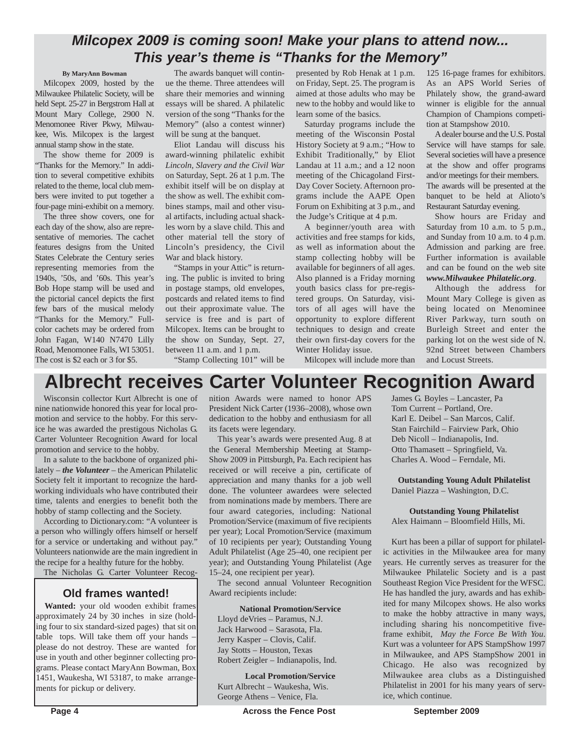## Milcopex 2009 is coming soon! Make your plans to attend now... This year's theme is "Thanks for the Memory"

**By MaryAnn Bowman**

Milcopex 2009, hosted by the Milwaukee Philatelic Society, will be held Sept. 25-27 in Bergstrom Hall at Mount Mary College, 2900 N. Menomonee River Pkwy, Milwaukee, Wis. Milcopex is the largest annual stamp show in the state.

The show theme for 2009 is "Thanks for the Memory." In addition to several competitive exhibits related to the theme, local club members were invited to put together a four-page mini-exhibit on a memory.

The three show covers, one for each day of the show, also are representative of memories. The cachet features designs from the United States Celebrate the Century series representing memories from the 1940s, '50s, and '60s. This year's Bob Hope stamp will be used and the pictorial cancel depicts the first few bars of the musical melody "Thanks for the Memory." Full-color cachets may be ordered from John Fagan, W140 N7470 Lilly Road, Menomonee Falls, WI 53051. The cost is $2 each or 3 for $5.

The awards banquet will continue the theme. Three attendees will share their memories and winning essays will be shared. A philatelic version of the song "Thanks for the Memory" (also a contest winner) will be sung at the banquet.

Eliot Landau will discuss his award-winning philatelic exhibit *Lincoln, Slavery and the Civil War* on Saturday, Sept. 26 at 1 p.m. The exhibit itself will be on display at the show as well. The exhibit combines stamps, mail and other visual artifacts, including actual shackles worn by a slave child. This and other material tell the story of Lincoln's presidency, the Civil War and black history.

"Stamps in your Attic" is returning. The public is invited to bring in postage stamps, old envelopes, postcards and related items to find out their approximate value. The service is free and is part of Milcopex. Items can be brought to the show on Sunday, Sept. 27, between 11 a.m. and 1 p.m.

"Stamp Collecting 101" will be presented by Rob Henak at 1 p.m. on Friday, Sept. 25. The program is aimed at those adults who may be new to the hobby and would like to learn some of the basics.

Saturday programs include the meeting of the Wisconsin Postal History Society at 9 a.m.; "How to Exhibit Traditionally," by Eliot Landau at 11 a.m.; and a 12 noon meeting of the Chicagoland First-Day Cover Society. Afternoon programs include the AAPE Open Forum on Exhibiting at 3 p.m., and the Judge's Critique at 4 p.m.

A beginner/youth area with activities and free stamps for kids, as well as information about the stamp collecting hobby will be available for beginners of all ages. Also planned is a Friday morning youth basics class for pre-registered groups. On Saturday, visitors of all ages will have the opportunity to explore different techniques to design and create their own first-day covers for the Winter Holiday issue.

Milcopex will include more than 125 16-page frames for exhibitors. As an APS World Series of Philately show, the grand-award winner is eligible for the annual Champion of Champions competition at Stampshow 2010.

A dealer bourse and the U.S. Postal Service will have stamps for sale. Several societies will have a presence at the show and offer programs and/or meetings for their members. The awards will be presented at the banquet to be held at Alioto's Restaurant Saturday evening.

Show hours are Friday and Saturday from 10 a.m. to 5 p.m., and Sunday from 10 a.m. to 4 p.m. Admission and parking are free. Further information is available and can be found on the web site ***www.Milwaukee Philatelic.org***.

Although the address for Mount Mary College is given as being located on Menominee River Parkway, turn south on Burleigh Street and enter the parking lot on the west side of N. 92nd Street between Chambers and Locust Streets.

# Albrecht receives Carter Volunteer Recognition Award

Wisconsin collector Kurt Albrecht is one of nine nationwide honored this year for local promotion and service to the hobby. For this service he was awarded the prestigous Nicholas G. Carter Volunteer Recognition Award for local promotion and service to the hobby.

In a salute to the backbone of organized philately – ***the Volunteer*** – the American Philatelic Society felt it important to recognize the hardworking individuals who have contributed their time, talents and energies to benefit both the hobby of stamp collecting and the Society.

According to Dictionary.com: "A volunteer is a person who willingly offers himself or herself for a service or undertaking and without pay." Volunteers nationwide are the main ingredient in the recipe for a healthy future for the hobby.

The Nicholas G. Carter Volunteer Recognition Awards were named to honor APS President Nick Carter (1936–2008), whose own dedication to the hobby and enthusiasm for all its facets were legendary.

This year's awards were presented Aug. 8 at the General Membership Meeting at StampShow 2009 in Pittsburgh, Pa. Each recipient has received or will receive a pin, certificate of appreciation and many thanks for a job well done. The volunteer awardees were selected from nominations made by members. There are four award categories, including: National Promotion/Service (maximum of five recipients per year); Local Promotion/Service (maximum of 10 recipients per year); Outstanding Young Adult Philatelist (Age 25–40, one recipient per year); and Outstanding Young Philatelist (Age 15–24, one recipient per year).

The second annual Volunteer Recognition Award recipients include:

**National Promotion/Service**

Lloyd deVries – Paramus, N.J.
Jack Harwood – Sarasota, Fla.
Jerry Kasper – Clovis, Calif.
Jay Stotts – Houston, Texas
Robert Zeigler – Indianapolis, Ind.

**Local Promotion/Service**

Kurt Albrecht – Waukesha, Wis.
George Athens – Venice, Fla.
James G. Boyles – Lancaster, Pa
Tom Current – Portland, Ore.
Karl E. Deibel – San Marcos, Calif.
Stan Fairchild – Fairview Park, Ohio
Deb Nicoll – Indianapolis, Ind.
Otto Thamasett – Springfield, Va.
Charles A. Wood – Ferndale, Mi.

**Outstanding Young Adult Philatelist**

Daniel Piazza – Washington, D.C.

**Outstanding Young Philatelist**

Alex Haimann – Bloomfield Hills, Mi.

Kurt has been a pillar of support for philatelic activities in the Milwaukee area for many years. He currently serves as treasurer for the Milwaukee Philatelic Society and is a past Southeast Region Vice President for the WFSC. He has handled the jury, awards and has exhibited for many Milcopex shows. He also works to make the hobby attractive in many ways, including sharing his noncompetitive five-frame exhibit, *May the Force Be With You*. Kurt was a volunteer for APS StampShow 1997 in Milwaukee, and APS StampShow 2001 in Chicago. He also was recognized by Milwaukee area clubs as a Distinguished Philatelist in 2001 for his many years of service, which continue.

### Old frames wanted!

**Wanted:** your old wooden exhibit frames approximately 24 by 30 inches in size (holding four to six standard-sized pages) that sit on table tops. Will take them off your hands – please do not destroy. These are wanted for use in youth and other beginner collecting programs. Please contact MaryAnn Bowman, Box 1451, Waukesha, WI 53187, to make arrangements for pickup or delivery.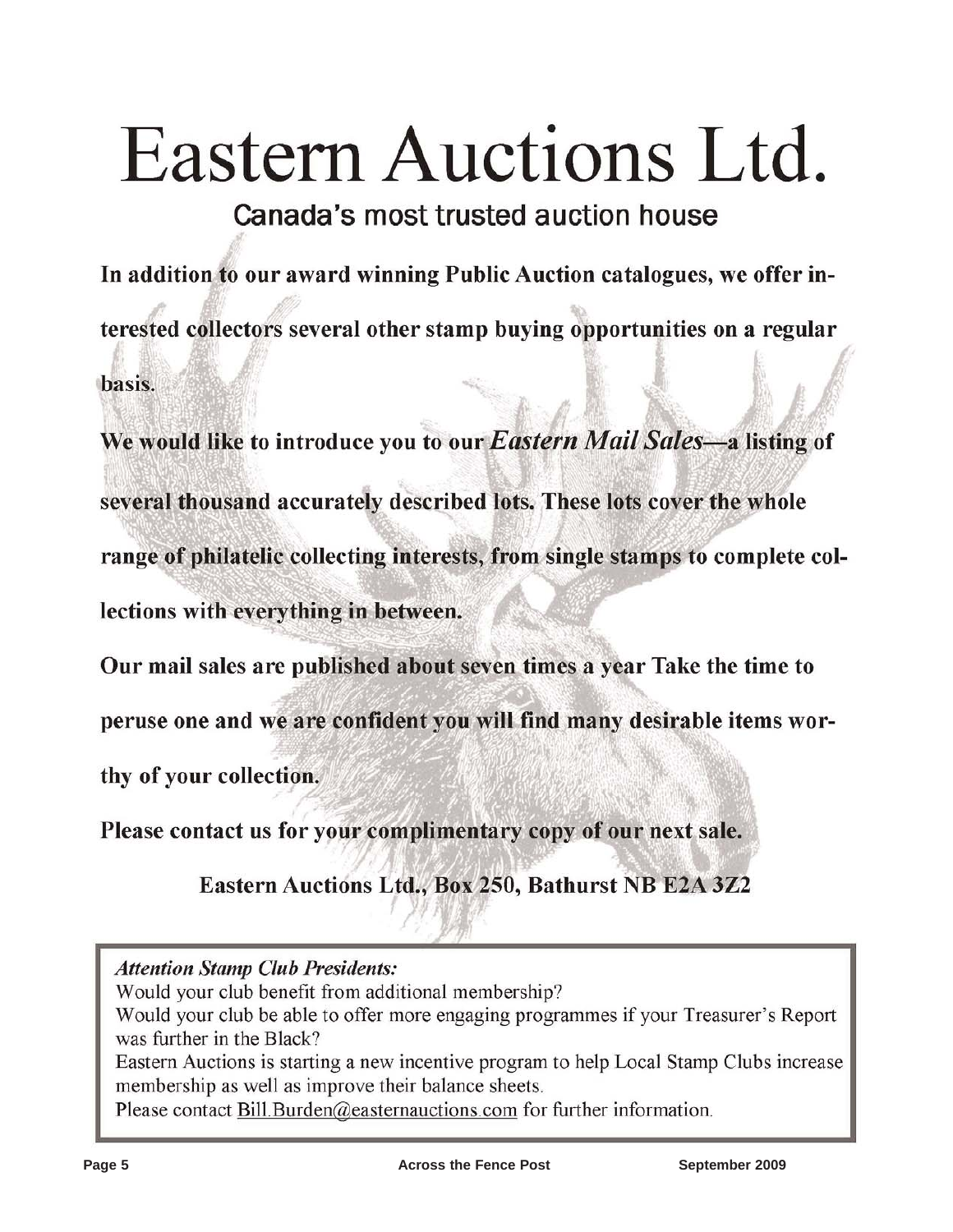# Eastern Auctions Ltd.

## Canada's most trusted auction house

**In addition to our award winning Public Auction catalogues, we offer interested collectors several other stamp buying opportunities on a regular basis.**

**We would like to introduce you to our *Eastern Mail Sales*—a listing of several thousand accurately described lots. These lots cover the whole range of philatelic collecting interests, from single stamps to complete collections with everything in between.**

**Our mail sales are published about seven times a year Take the time to peruse one and we are confident you will find many desirable items worthy of your collection.**

**Please contact us for your complimentary copy of our next sale.**

**Eastern Auctions Ltd., Box 250, Bathurst NB E2A 3Z2**

---

***Attention Stamp Club Presidents:***

Would your club benefit from additional membership?

Would your club be able to offer more engaging programmes if your Treasurer's Report was further in the Black?

Eastern Auctions is starting a new incentive program to help Local Stamp Clubs increase membership as well as improve their balance sheets.

Please contact Bill.Burden@easternauctions.com for further information.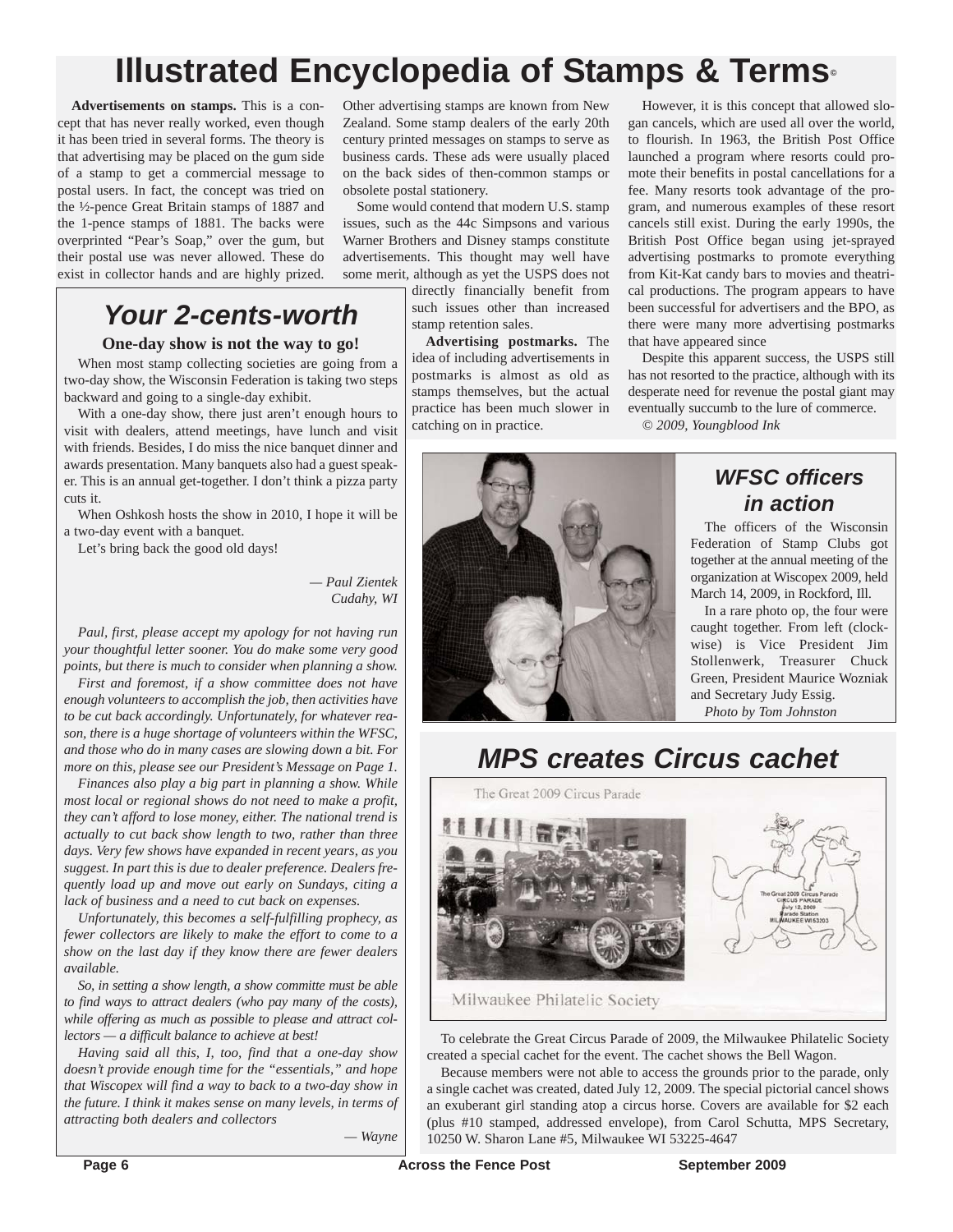# Illustrated Encyclopedia of Stamps & Terms©

**Advertisements on stamps.** This is a concept that has never really worked, even though it has been tried in several forms. The theory is that advertising may be placed on the gum side of a stamp to get a commercial message to postal users. In fact, the concept was tried on the ½-pence Great Britain stamps of 1887 and the 1-pence stamps of 1881. The backs were overprinted "Pear's Soap," over the gum, but their postal use was never allowed. These do exist in collector hands and are highly prized. Other advertising stamps are known from New Zealand. Some stamp dealers of the early 20th century printed messages on stamps to serve as business cards. These ads were usually placed on the back sides of then-common stamps or obsolete postal stationery.

Some would contend that modern U.S. stamp issues, such as the 44c Simpsons and various Warner Brothers and Disney stamps constitute advertisements. This thought may well have some merit, although as yet the USPS does not directly financially benefit from such issues other than increased stamp retention sales.

**Advertising postmarks.** The idea of including advertisements in postmarks is almost as old as stamps themselves, but the actual practice has been much slower in catching on in practice.

However, it is this concept that allowed slogan cancels, which are used all over the world, to flourish. In 1963, the British Post Office launched a program where resorts could promote their benefits in postal cancellations for a fee. Many resorts took advantage of the program, and numerous examples of these resort cancels still exist. During the early 1990s, the British Post Office began using jet-sprayed advertising postmarks to promote everything from Kit-Kat candy bars to movies and theatrical productions. The program appears to have been successful for advertisers and the BPO, as there were many more advertising postmarks that have appeared since

Despite this apparent success, the USPS still has not resorted to the practice, although with its desperate need for revenue the postal giant may eventually succumb to the lure of commerce.

*© 2009, Youngblood Ink*

## *Your 2-cents-worth*

**One-day show is not the way to go!**

When most stamp collecting societies are going from a two-day show, the Wisconsin Federation is taking two steps backward and going to a single-day exhibit.

With a one-day show, there just aren't enough hours to visit with dealers, attend meetings, have lunch and visit with friends. Besides, I do miss the nice banquet dinner and awards presentation. Many banquets also had a guest speaker. This is an annual get-together. I don't think a pizza party cuts it.

When Oshkosh hosts the show in 2010, I hope it will be a two-day event with a banquet.

Let's bring back the good old days!

*— Paul Zientek*
*Cudahy, WI*

*Paul, first, please accept my apology for not having run your thoughtful letter sooner. You do make some very good points, but there is much to consider when planning a show.*

*First and foremost, if a show committee does not have enough volunteers to accomplish the job, then activities have to be cut back accordingly. Unfortunately, for whatever reason, there is a huge shortage of volunteers within the WFSC, and those who do in many cases are slowing down a bit. For more on this, please see our President's Message on Page 1.*

*Finances also play a big part in planning a show. While most local or regional shows do not need to make a profit, they can't afford to lose money, either. The national trend is actually to cut back show length to two, rather than three days. Very few shows have expanded in recent years, as you suggest. In part this is due to dealer preference. Dealers frequently load up and move out early on Sundays, citing a lack of business and a need to cut back on expenses.*

*Unfortunately, this becomes a self-fulfilling prophecy, as fewer collectors are likely to make the effort to come to a show on the last day if they know there are fewer dealers available.*

*So, in setting a show length, a show committe must be able to find ways to attract dealers (who pay many of the costs), while offering as much as possible to please and attract collectors — a difficult balance to achieve at best!*

*Having said all this, I, too, find that a one-day show doesn't provide enough time for the "essentials," and hope that Wiscopex will find a way to back to a two-day show in the future. I think it makes sense on many levels, in terms of attracting both dealers and collectors*

*— Wayne*

## *WFSC officers in action*

The officers of the Wisconsin Federation of Stamp Clubs got together at the annual meeting of the organization at Wiscopex 2009, held March 14, 2009, in Rockford, Ill.

In a rare photo op, the four were caught together. From left (clockwise) is Vice President Jim Stollenwerk, Treasurer Chuck Green, President Maurice Wozniak and Secretary Judy Essig.

*Photo by Tom Johnston*

## *MPS creates Circus cachet*

To celebrate the Great Circus Parade of 2009, the Milwaukee Philatelic Society created a special cachet for the event. The cachet shows the Bell Wagon.

Because members were not able to access the grounds prior to the parade, only a single cachet was created, dated July 12, 2009. The special pictorial cancel shows an exuberant girl standing atop a circus horse. Covers are available for $2 each (plus #10 stamped, addressed envelope), from Carol Schutta, MPS Secretary, 10250 W. Sharon Lane #5, Milwaukee WI 53225-4647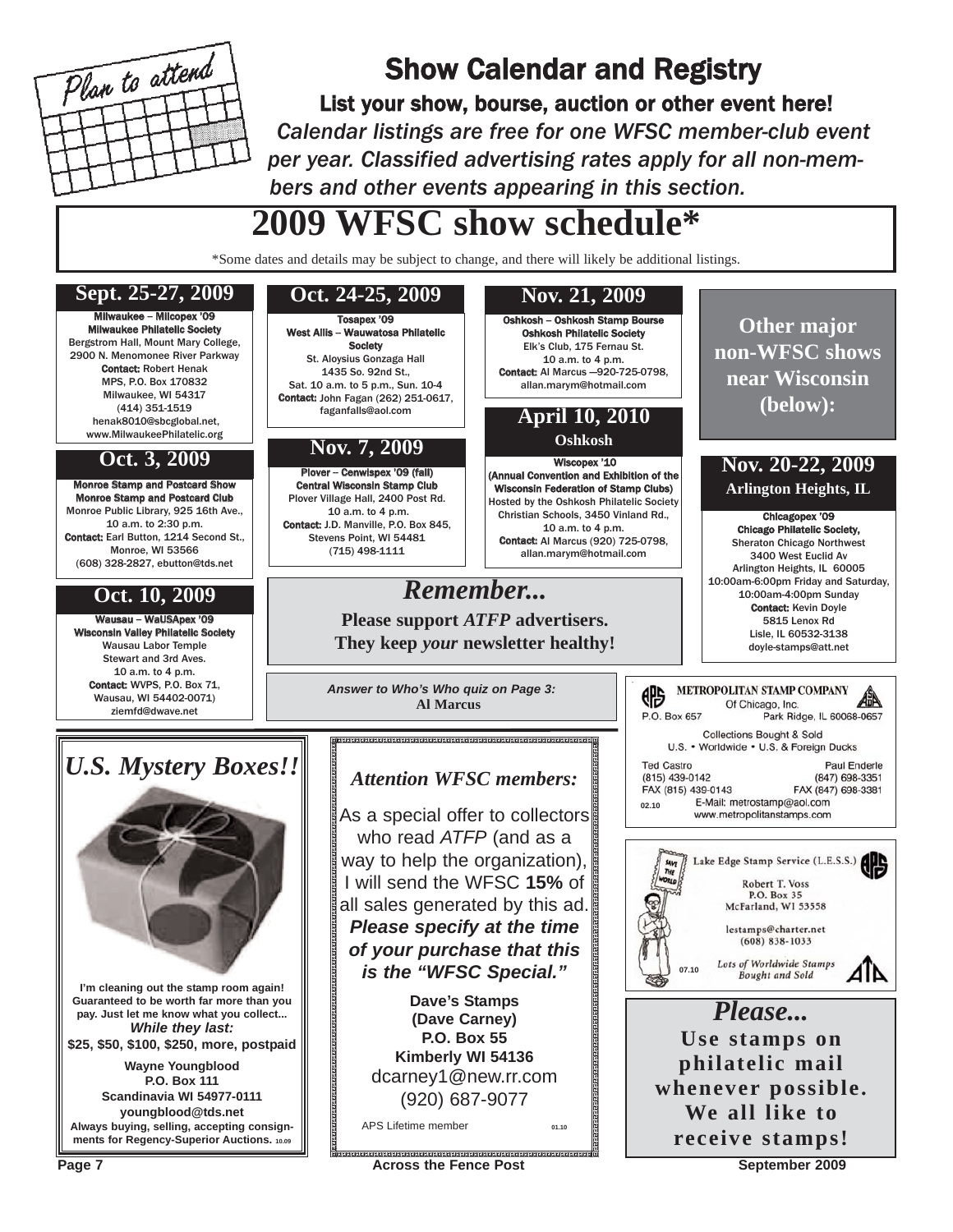Plan to attend

# Show Calendar and Registry

**List your show, bourse, auction or other event here!**

*Calendar listings are free for one WFSC member-club event per year. Classified advertising rates apply for all non-members and other events appearing in this section.*

# 2009 WFSC show schedule*

*Some dates and details may be subject to change, and there will likely be additional listings.

## Sept. 25-27, 2009

**Milwaukee – Milcopex '09**
**Milwaukee Philatelic Society**
Bergstrom Hall, Mount Mary College, 2900 N. Menomonee River Parkway
**Contact:** Robert Henak
MPS, P.O. Box 170832
Milwaukee, WI 54317
(414) 351-1519
henak8010@sbcglobal.net, www.MilwaukeePhilatelic.org

## Oct. 3, 2009

**Monroe Stamp and Postcard Show**
**Monroe Stamp and Postcard Club**
Monroe Public Library, 925 16th Ave., 10 a.m. to 2:30 p.m.
**Contact:** Earl Button, 1214 Second St., Monroe, WI 53566
(608) 328-2827, ebutton@tds.net

## Oct. 10, 2009

**Wausau – WaUSApex '09**
**Wisconsin Valley Philatelic Society**
Wausau Labor Temple
Stewart and 3rd Aves.
10 a.m. to 4 p.m.
**Contact:** WVPS, P.O. Box 71, Wausau, WI 54402-0071)
ziemfd@dwave.net

## Oct. 24-25, 2009

**Tosapex '09**
**West Allis – Wauwatosa Philatelic Society**
St. Aloysius Gonzaga Hall
1435 So. 92nd St.,
Sat. 10 a.m. to 5 p.m., Sun. 10-4
**Contact:** John Fagan (262) 251-0617, faganfalls@aol.com

## Nov. 7, 2009

**Plover – Cenwispex '09 (fall)**
**Central Wisconsin Stamp Club**
Plover Village Hall, 2400 Post Rd.
10 a.m. to 4 p.m.
**Contact:** J.D. Manville, P.O. Box 845, Stevens Point, WI 54481
(715) 498-1111

## Nov. 21, 2009

**Oshkosh – Oshkosh Stamp Bourse**
**Oshkosh Philatelic Society**
Elk's Club, 175 Fernau St.
10 a.m. to 4 p.m.
**Contact:** Al Marcus —920-725-0798, allan.marym@hotmail.com

## April 10, 2010

**Oshkosh**

**Wiscopex '10**
**(Annual Convention and Exhibition of the Wisconsin Federation of Stamp Clubs)**
Hosted by the Oshkosh Philatelic Society
Christian Schools, 3450 Vinland Rd., 10 a.m. to 4 p.m.
**Contact:** Al Marcus (920) 725-0798, allan.marym@hotmail.com

## Other major non-WFSC shows near Wisconsin (below):

## Nov. 20-22, 2009

**Arlington Heights, IL**

**Chicagopex '09**
**Chicago Philatelic Society,**
Sheraton Chicago Northwest
3400 West Euclid Av
Arlington Heights, IL 60005
10:00am-6:00pm Friday and Saturday, 10:00am-4:00pm Sunday
**Contact:** Kevin Doyle
5815 Lenox Rd
Lisle, IL 60532-3138
doyle-stamps@att.net

## *Remember...*

**Please support *ATFP* advertisers. They keep *your* newsletter healthy!**

***Answer to Who's Who quiz on Page 3:***
**Al Marcus**

---

**METROPOLITAN STAMP COMPANY**
Of Chicago, Inc.
P.O. Box 657 Park Ridge, IL 60068-0657
Collections Bought & Sold
U.S. • Worldwide • U.S. & Foreign Ducks
Ted Castro (815) 439-0142 FAX (815) 439-0143
Paul Enderle (847) 698-3351 FAX (847) 698-3381
E-Mail: metrostamp@aol.com
www.metropolitanstamps.com
02.10

---

## *U.S. Mystery Boxes!!*

**I'm cleaning out the stamp room again! Guaranteed to be worth far more than you pay. Just let me know what you collect...**
***While they last:***
**$25, $50, $100, $250, more, postpaid**

**Wayne Youngblood**
**P.O. Box 111**
**Scandinavia WI 54977-0111**
**youngblood@tds.net**
**Always buying, selling, accepting consignments for Regency-Superior Auctions.** 10.09

---

## *Attention WFSC members:*

As a special offer to collectors who read *ATFP* (and as a way to help the organization), I will send the WFSC **15%** of all sales generated by this ad. ***Please specify at the time of your purchase that this is the "WFSC Special."***

**Dave's Stamps**
**(Dave Carney)**
**P.O. Box 55**
**Kimberly WI 54136**
dcarney1@new.rr.com
(920) 687-9077

APS Lifetime member 01.10

---

Lake Edge Stamp Service (L.E.S.S.)
Robert T. Voss
P.O. Box 35
McFarland, WI 53558
lestamps@charter.net
(608) 838-1033
*Lots of Worldwide Stamps Bought and Sold*
07.10

---

## *Please...*

**Use stamps on philatelic mail whenever possible. We all like to receive stamps!**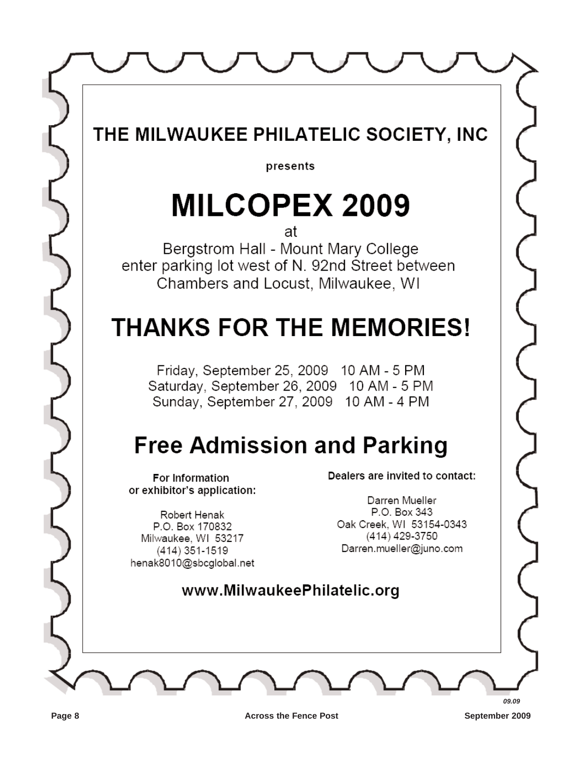# THE MILWAUKEE PHILATELIC SOCIETY, INC

presents

# MILCOPEX 2009

at

Bergstrom Hall - Mount Mary College
enter parking lot west of N. 92nd Street between
Chambers and Locust, Milwaukee, WI

# THANKS FOR THE MEMORIES!

Friday, September 25, 2009 10 AM - 5 PM
Saturday, September 26, 2009 10 AM - 5 PM
Sunday, September 27, 2009 10 AM - 4 PM

## Free Admission and Parking

**For Information or exhibitor's application:**

Robert Henak
P.O. Box 170832
Milwaukee, WI 53217
(414) 351-1519
henak8010@sbcglobal.net

**Dealers are invited to contact:**

Darren Mueller
P.O. Box 343
Oak Creek, WI 53154-0343
(414) 429-3750
Darren.mueller@juno.com

**www.MilwaukeePhilatelic.org**

*09.09*